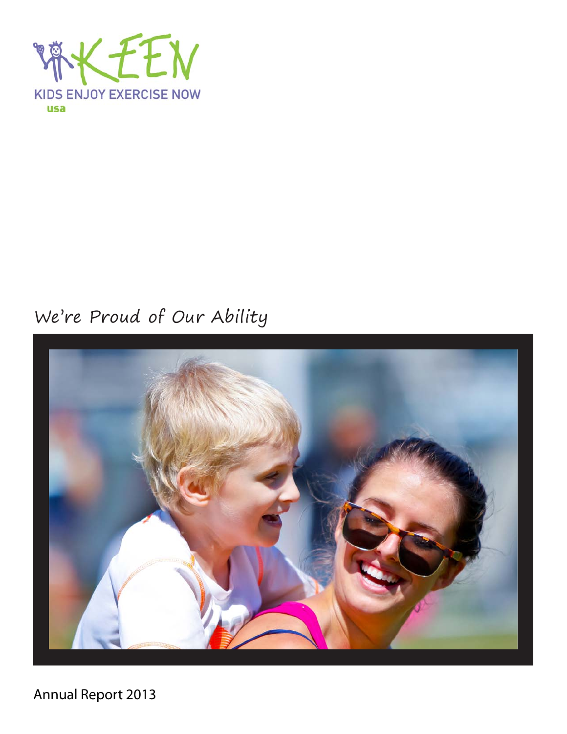KEEN

KIDS ENJOY EXERCISE NOW

usa

# We're Proud of Our Ability

Annual Report 2013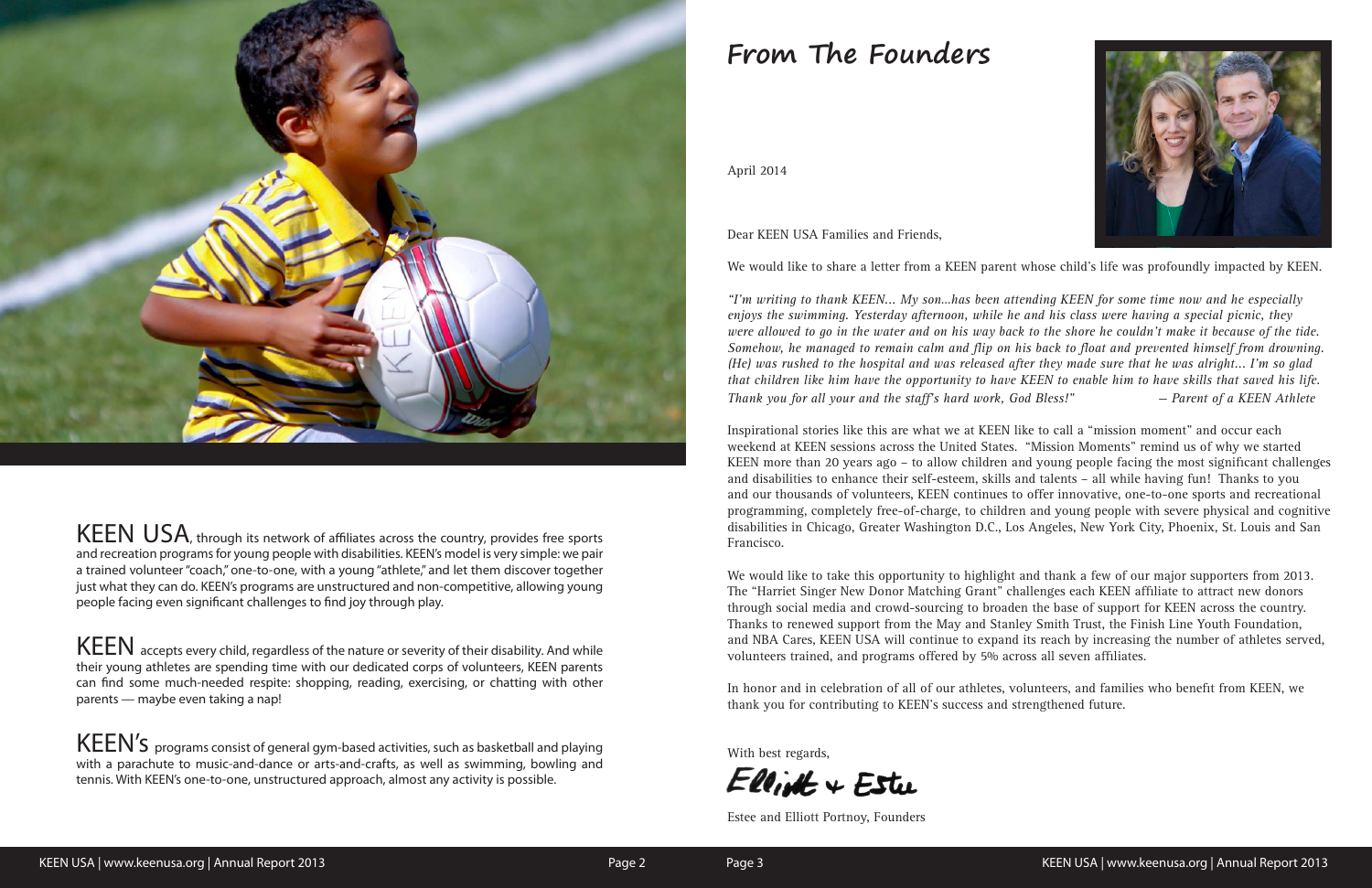**KEEN USA**, through its network of affiliates across the country, provides free sports and recreation programs for young people with disabilities. KEEN's model is very simple: we pair a trained volunteer "coach," one-to-one, with a young "athlete," and let them discover together just what they can do. KEEN's programs are unstructured and non-competitive, allowing young people facing even significant challenges to find joy through play.

**KEEN** accepts every child, regardless of the nature or severity of their disability. And while their young athletes are spending time with our dedicated corps of volunteers, KEEN parents can find some much-needed respite: shopping, reading, exercising, or chatting with other parents — maybe even taking a nap!

**KEEN's** programs consist of general gym-based activities, such as basketball and playing with a parachute to music-and-dance or arts-and-crafts, as well as swimming, bowling and tennis. With KEEN's one-to-one, unstructured approach, almost any activity is possible.

# From The Founders

April 2014

Dear KEEN USA Families and Friends,

We would like to share a letter from a KEEN parent whose child's life was profoundly impacted by KEEN.

*"I'm writing to thank KEEN... My son...has been attending KEEN for some time now and he especially enjoys the swimming. Yesterday afternoon, while he and his class were having a special picnic, they were allowed to go in the water and on his way back to the shore he couldn't make it because of the tide. Somehow, he managed to remain calm and flip on his back to float and prevented himself from drowning. (He) was rushed to the hospital and was released after they made sure that he was alright... I'm so glad that children like him have the opportunity to have KEEN to enable him to have skills that saved his life. Thank you for all your and the staff's hard work, God Bless!"* — *Parent of a KEEN Athlete*

Inspirational stories like this are what we at KEEN like to call a "mission moment" and occur each weekend at KEEN sessions across the United States. "Mission Moments" remind us of why we started KEEN more than 20 years ago – to allow children and young people facing the most significant challenges and disabilities to enhance their self-esteem, skills and talents – all while having fun! Thanks to you and our thousands of volunteers, KEEN continues to offer innovative, one-to-one sports and recreational programming, completely free-of-charge, to children and young people with severe physical and cognitive disabilities in Chicago, Greater Washington D.C., Los Angeles, New York City, Phoenix, St. Louis and San Francisco.

We would like to take this opportunity to highlight and thank a few of our major supporters from 2013. The "Harriet Singer New Donor Matching Grant" challenges each KEEN affiliate to attract new donors through social media and crowd-sourcing to broaden the base of support for KEEN across the country. Thanks to renewed support from the May and Stanley Smith Trust, the Finish Line Youth Foundation, and NBA Cares, KEEN USA will continue to expand its reach by increasing the number of athletes served, volunteers trained, and programs offered by 5% across all seven affiliates.

In honor and in celebration of all of our athletes, volunteers, and families who benefit from KEEN, we thank you for contributing to KEEN's success and strengthened future.

With best regards,

Elliott + Estee

Estee and Elliott Portnoy, Founders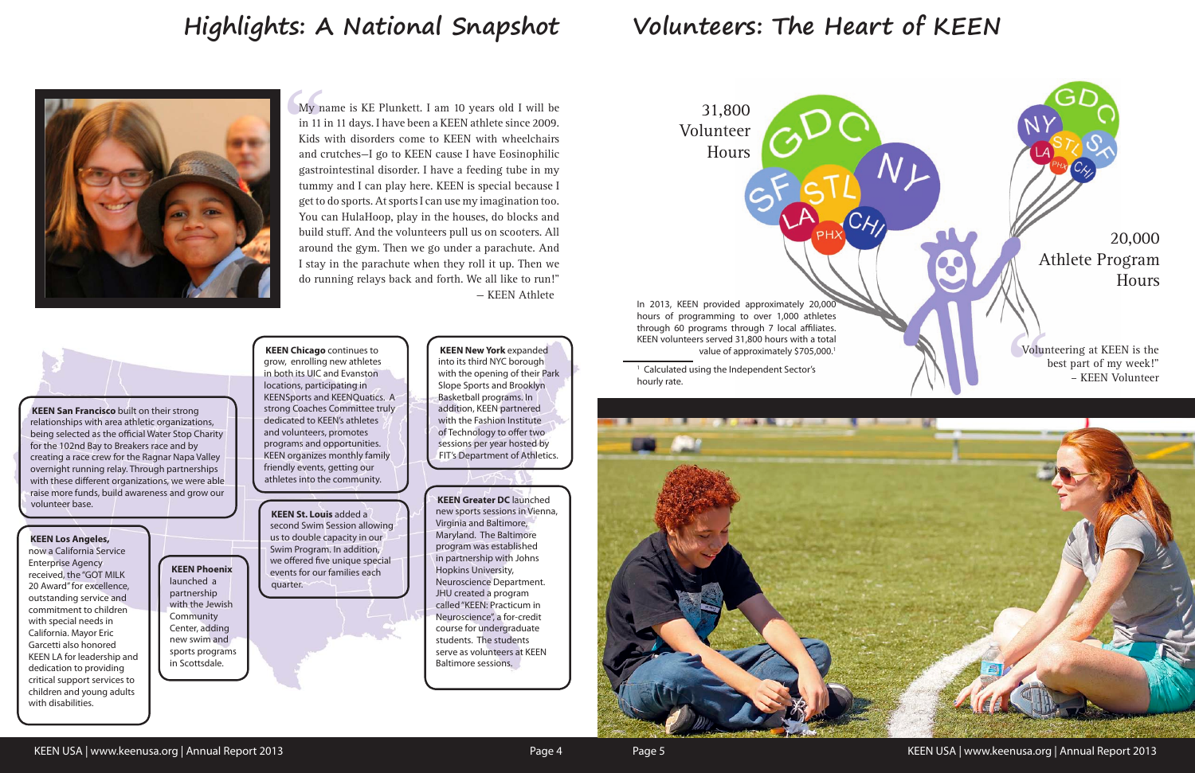# Highlights: A National Snapshot

"My name is KE Plunkett. I am 10 years old I will be in 11 in 11 days. I have been a KEEN athlete since 2009. Kids with disorders come to KEEN with wheelchairs and crutches–I go to KEEN cause I have Eosinophilic gastrointestinal disorder. I have a feeding tube in my tummy and I can play here. KEEN is special because I get to do sports. At sports I can use my imagination too. You can HulaHoop, play in the houses, do blocks and build stuff. And the volunteers pull us on scooters. All around the gym. Then we go under a parachute. And I stay in the parachute when they roll it up. Then we do running relays back and forth. We all like to run!"

– KEEN Athlete

**KEEN San Francisco** built on their strong relationships with area athletic organizations, being selected as the official Water Stop Charity for the 102nd Bay to Breakers race and by creating a race crew for the Ragnar Napa Valley overnight running relay. Through partnerships with these different organizations, we were able raise more funds, build awareness and grow our volunteer base.

**KEEN Los Angeles,** now a California Service Enterprise Agency received, the "GOT MILK 20 Award" for excellence, outstanding service and commitment to children with special needs in California. Mayor Eric Garcetti also honored KEEN LA for leadership and dedication to providing critical support services to children and young adults with disabilities.

**KEEN Phoenix** launched a partnership with the Jewish Community Center, adding new swim and sports programs in Scottsdale.

**KEEN Chicago** continues to grow, enrolling new athletes in both its UIC and Evanston locations, participating in KEENSports and KEENQuatics. A strong Coaches Committee truly dedicated to KEEN's athletes and volunteers, promotes programs and opportunities. KEEN organizes monthly family friendly events, getting our athletes into the community.

**KEEN St. Louis** added a second Swim Session allowing us to double capacity in our Swim Program. In addition, we offered five unique special events for our families each quarter.

**KEEN New York** expanded into its third NYC borough with the opening of their Park Slope Sports and Brooklyn Basketball programs. In addition, KEEN partnered with the Fashion Institute of Technology to offer two sessions per year hosted by FIT's Department of Athletics.

**KEEN Greater DC** launched new sports sessions in Vienna, Virginia and Baltimore, Maryland. The Baltimore program was established in partnership with Johns Hopkins University, Neuroscience Department. JHU created a program called "KEEN: Practicum in Neuroscience", a for-credit course for undergraduate students. The students serve as volunteers at KEEN Baltimore sessions.

# Volunteers: The Heart of KEEN

31,800 Volunteer Hours

20,000 Athlete Program Hours

In 2013, KEEN provided approximately 20,000 hours of programming to over 1,000 athletes through 60 programs through 7 local affiliates. KEEN volunteers served 31,800 hours with a total value of approximately $705,000.[1]

[1] Calculated using the Independent Sector's hourly rate.

"Volunteering at KEEN is the best part of my week!"

– KEEN Volunteer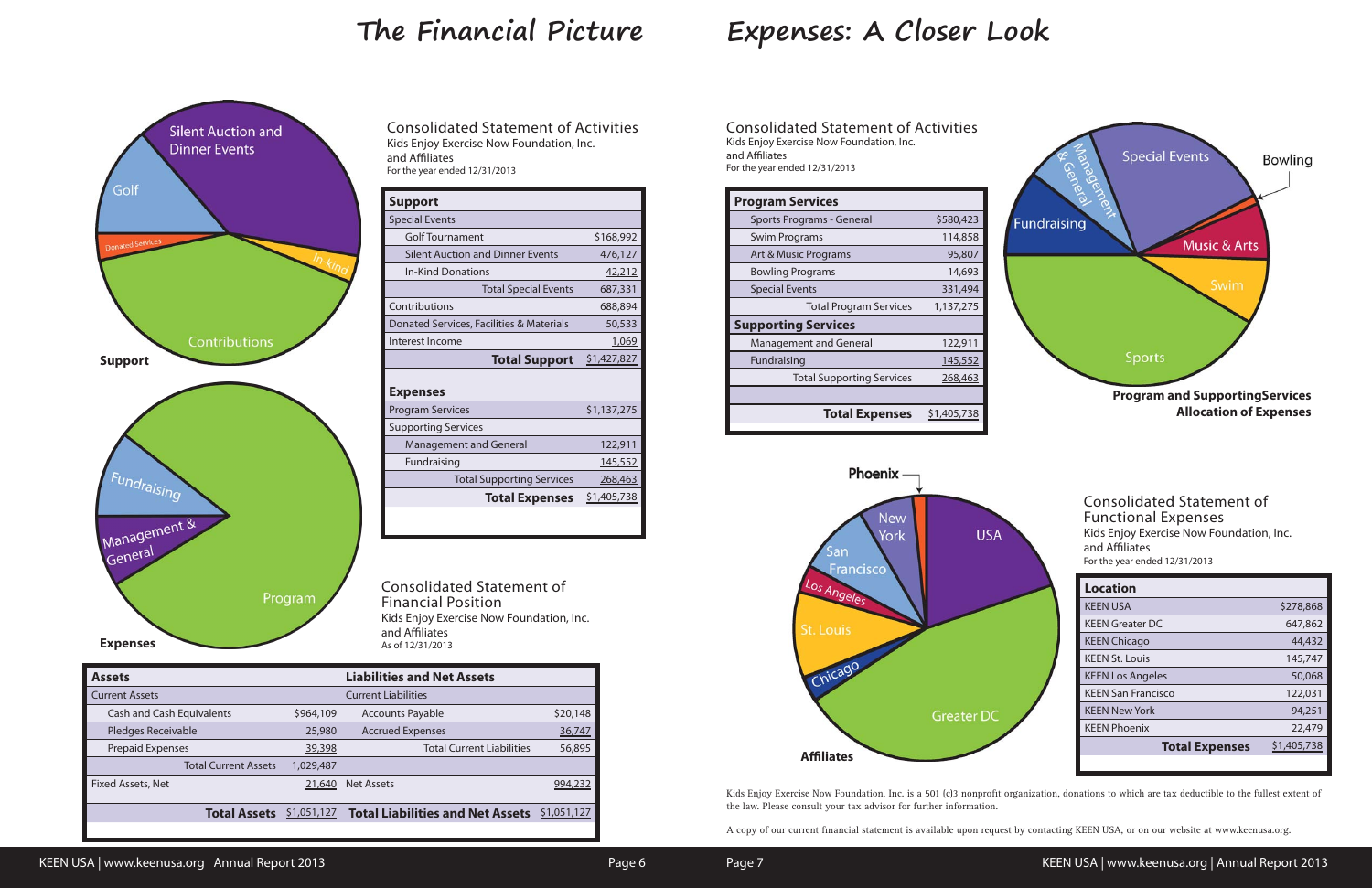# The Financial Picture

**Support**

**Expenses**

## Consolidated Statement of Activities

Kids Enjoy Exercise Now Foundation, Inc.
and Affiliates
For the year ended 12/31/2013

| **Support** | |
|---|---|
| Special Events | |
| Golf Tournament | $168,992 |
| Silent Auction and Dinner Events | 476,127 |
| In-Kind Donations | 42,212 |
| Total Special Events | 687,331 |
| Contributions | 688,894 |
| Donated Services, Facilities & Materials | 50,533 |
| Interest Income | 1,069 |
| **Total Support** | $1,427,827 |
| | |
| **Expenses** | |
| Program Services | $1,137,275 |
| Supporting Services | |
| Management and General | 122,911 |
| Fundraising | 145,552 |
| Total Supporting Services | 268,463 |
| **Total Expenses** | $1,405,738 |

## Consolidated Statement of Financial Position

Kids Enjoy Exercise Now Foundation, Inc.
and Affiliates
As of 12/31/2013

| **Assets** | | **Liabilities and Net Assets** | |
|---|---|---|---|
| Current Assets | | Current Liabilities | |
| Cash and Cash Equivalents | $964,109 | Accounts Payable | $20,148 |
| Pledges Receivable | 25,980 | Accrued Expenses | 36,747 |
| Prepaid Expenses | 39,398 | Total Current Liabilities | 56,895 |
| Total Current Assets | 1,029,487 | | |
| Fixed Assets, Net | 21,640 | Net Assets | 994,232 |
| **Total Assets** | $1,051,127 | **Total Liabilities and Net Assets** | $1,051,127 |

# Expenses: A Closer Look

## Consolidated Statement of Activities

Kids Enjoy Exercise Now Foundation, Inc.
and Affiliates
For the year ended 12/31/2013

| **Program Services** | |
|---|---|
| Sports Programs - General | $580,423 |
| Swim Programs | 114,858 |
| Art & Music Programs | 95,807 |
| Bowling Programs | 14,693 |
| Special Events | 331,494 |
| Total Program Services | 1,137,275 |
| **Supporting Services** | |
| Management and General | 122,911 |
| Fundraising | 145,552 |
| Total Supporting Services | 268,463 |
| | |
| **Total Expenses** | $1,405,738 |

**Program and SupportingServices Allocation of Expenses**

**Affiliates**

## Consolidated Statement of Functional Expenses

Kids Enjoy Exercise Now Foundation, Inc.
and Affiliates
For the year ended 12/31/2013

| **Location** | |
|---|---|
| KEEN USA | $278,868 |
| KEEN Greater DC | 647,862 |
| KEEN Chicago | 44,432 |
| KEEN St. Louis | 145,747 |
| KEEN Los Angeles | 50,068 |
| KEEN San Francisco | 122,031 |
| KEEN New York | 94,251 |
| KEEN Phoenix | 22,479 |
| **Total Expenses** | $1,405,738 |

Kids Enjoy Exercise Now Foundation, Inc. is a 501 (c)3 nonprofit organization, donations to which are tax deductible to the fullest extent of the law. Please consult your tax advisor for further information.

A copy of our current financial statement is available upon request by contacting KEEN USA, or on our website at www.keenusa.org.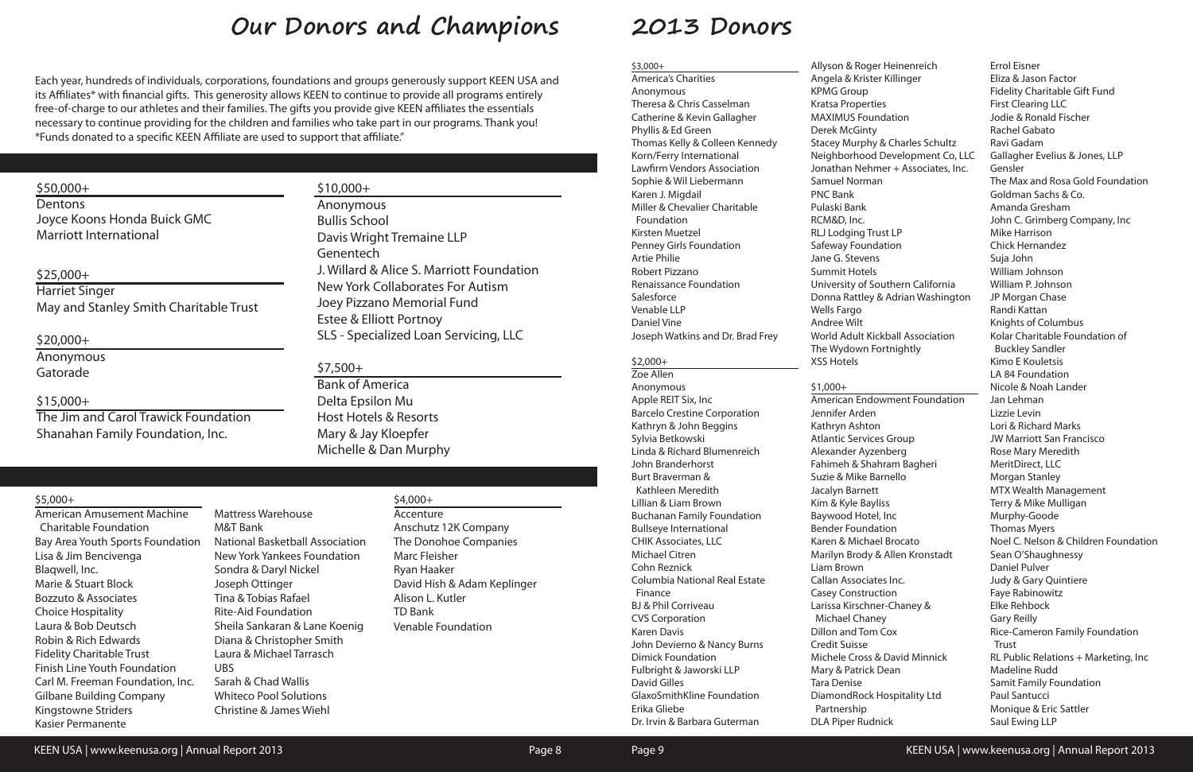# Our Donors and Champions

Each year, hundreds of individuals, corporations, foundations and groups generously support KEEN USA and its Affiliates* with financial gifts. This generosity allows KEEN to continue to provide all programs entirely free-of-charge to our athletes and their families. The gifts you provide give KEEN affiliates the essentials necessary to continue providing for the children and families who take part in our programs. Thank you!
*Funds donated to a specific KEEN Affiliate are used to support that affiliate."

### $50,000+

Dentons
Joyce Koons Honda Buick GMC
Marriott International

### $25,000+

Harriet Singer
May and Stanley Smith Charitable Trust

### $20,000+

Anonymous
Gatorade

### $15,000+

The Jim and Carol Trawick Foundation
Shanahan Family Foundation, Inc.

### $10,000+

Anonymous
Bullis School
Davis Wright Tremaine LLP
Genentech
J. Willard & Alice S. Marriott Foundation
New York Collaborates For Autism
Joey Pizzano Memorial Fund
Estee & Elliott Portnoy
SLS - Specialized Loan Servicing, LLC

### $7,500+

Bank of America
Delta Epsilon Mu
Host Hotels & Resorts
Mary & Jay Kloepfer
Michelle & Dan Murphy

### $5,000+

American Amusement Machine Charitable Foundation
Bay Area Youth Sports Foundation
Lisa & Jim Bencivenga
Blaqwell, Inc.
Marie & Stuart Block
Bozzuto & Associates
Choice Hospitality
Laura & Bob Deutsch
Robin & Rich Edwards
Fidelity Charitable Trust
Finish Line Youth Foundation
Carl M. Freeman Foundation, Inc.
Gilbane Building Company
Kingstowne Striders
Kasier Permanente
Mattress Warehouse
M&T Bank
National Basketball Association
New York Yankees Foundation
Sondra & Daryl Nickel
Joseph Ottinger
Tina & Tobias Rafael
Rite-Aid Foundation
Sheila Sankaran & Lane Koenig
Diana & Christopher Smith
Laura & Michael Tarrasch
UBS
Sarah & Chad Wallis
Whiteco Pool Solutions
Christine & James Wiehl

### $4,000+

Accenture
Anschutz 12K Company
The Donohoe Companies
Marc Fleisher
Ryan Haaker
David Hish & Adam Keplinger
Alison L. Kutler
TD Bank
Venable Foundation

# 2013 Donors

### $3,000+

America's Charities
Anonymous
Theresa & Chris Casselman
Catherine & Kevin Gallagher
Phyllis & Ed Green
Thomas Kelly & Colleen Kennedy
Korn/Ferry International
Lawfirm Vendors Association
Sophie & Wil Liebermann
Karen J. Migdail
Miller & Chevalier Charitable Foundation
Kirsten Muetzel
Penney Girls Foundation
Artie Philie
Robert Pizzano
Renaissance Foundation
Salesforce
Venable LLP
Daniel Vine
Joseph Watkins and Dr. Brad Frey
Allyson & Roger Heinenreich
Angela & Krister Killinger
KPMG Group
Kratsa Properties
MAXIMUS Foundation
Derek McGinty
Stacey Murphy & Charles Schultz
Neighborhood Development Co, LLC
Jonathan Nehmer + Associates, Inc.
Samuel Norman
PNC Bank
Pulaski Bank
RCM&D, Inc.
RLJ Lodging Trust LP
Safeway Foundation
Jane G. Stevens
Summit Hotels
University of Southern California
Donna Rattley & Adrian Washington
Wells Fargo
Andree Wilt
World Adult Kickball Association
The Wydown Fortnightly
XSS Hotels

### $2,000+

Zoe Allen
Anonymous
Apple REIT Six, Inc
Barcelo Crestine Corporation
Kathryn & John Beggins
Sylvia Betkowski
Linda & Richard Blumenreich
John Branderhorst
Burt Braverman & Kathleen Meredith
Lillian & Liam Brown
Buchanan Family Foundation
Bullseye International
CHIK Associates, LLC
Michael Citren
Cohn Reznick
Columbia National Real Estate Finance
BJ & Phil Corriveau
CVS Corporation
Karen Davis
John Devierno & Nancy Burns
Dimick Foundation
Fulbright & Jaworski LLP
David Gilles
GlaxoSmithKline Foundation
Erika Gliebe
Dr. Irvin & Barbara Guterman

### $1,000+

American Endowment Foundation
Jennifer Arden
Kathryn Ashton
Atlantic Services Group
Alexander Ayzenberg
Fahimeh & Shahram Bagheri
Suzie & Mike Barnello
Jacalyn Barnett
Kim & Kyle Bayliss
Baywood Hotel, Inc
Bender Foundation
Karen & Michael Brocato
Marilyn Brody & Allen Kronstadt
Liam Brown
Callan Associates Inc.
Casey Construction
Larissa Kirschner-Chaney & Michael Chaney
Dillon and Tom Cox
Credit Suisse
Michele Cross & David Minnick
Mary & Patrick Dean
Tara Denise
DiamondRock Hospitality Ltd Partnership
DLA Piper Rudnick
Errol Eisner
Eliza & Jason Factor
Fidelity Charitable Gift Fund
First Clearing LLC
Jodie & Ronald Fischer
Rachel Gabato
Ravi Gadam
Gallagher Evelius & Jones, LLP
Gensler
The Max and Rosa Gold Foundation
Goldman Sachs & Co.
Amanda Gresham
John C. Grimberg Company, Inc
Mike Harrison
Chick Hernandez
Suja John
William Johnson
William P. Johnson
JP Morgan Chase
Randi Kattan
Knights of Columbus
Kolar Charitable Foundation of Buckley Sandler
Kimo E Kouletsis
LA 84 Foundation
Nicole & Noah Lander
Jan Lehman
Lizzie Levin
Lori & Richard Marks
JW Marriott San Francisco
Rose Mary Meredith
MeritDirect, LLC
Morgan Stanley
MTX Wealth Management
Terry & Mike Mulligan
Murphy-Goode
Thomas Myers
Noel C. Nelson & Children Foundation
Sean O'Shaughnessy
Daniel Pulver
Judy & Gary Quintiere
Faye Rabinowitz
Elke Rehbock
Gary Reilly
Rice-Cameron Family Foundation Trust
RL Public Relations + Marketing, Inc
Madeline Rudd
Samit Family Foundation
Paul Santucci
Monique & Eric Sattler
Saul Ewing LLP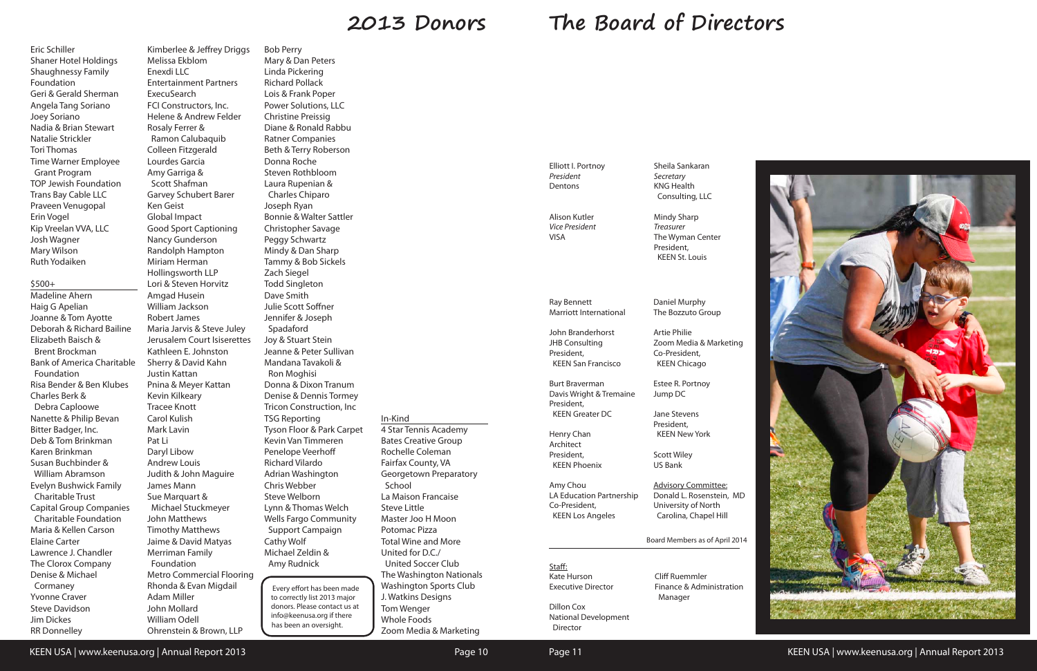# 2013 Donors

Eric Schiller
Shaner Hotel Holdings
Shaughnessy Family Foundation
Geri & Gerald Sherman
Angela Tang Soriano
Joey Soriano
Nadia & Brian Stewart
Natalie Strickler
Tori Thomas
Time Warner Employee Grant Program
TOP Jewish Foundation
Trans Bay Cable LLC
Praveen Venugopal
Erin Vogel
Kip Vreelan VVA, LLC
Josh Wagner
Mary Wilson
Ruth Yodaiken

## $500+

Madeline Ahern
Haig G Apelian
Joanne & Tom Ayotte
Deborah & Richard Bailine
Elizabeth Baisch & Brent Brockman
Bank of America Charitable Foundation
Risa Bender & Ben Klubes
Charles Berk & Debra Caploowe
Nanette & Philip Bevan
Bitter Badger, Inc.
Deb & Tom Brinkman
Karen Brinkman
Susan Buchbinder & William Abramson
Evelyn Bushwick Family Charitable Trust
Capital Group Companies Charitable Foundation
Maria & Kellen Carson
Elaine Carter
Lawrence J. Chandler
The Clorox Company
Denise & Michael Cormaney
Yvonne Craver
Steve Davidson
Jim Dickes
RR Donnelley
Kimberlee & Jeffrey Driggs
Melissa Ekblom
Enexdi LLC
Entertainment Partners
ExecuSearch
FCI Constructors, Inc.
Helene & Andrew Felder
Rosaly Ferrer & Ramon Calubaquib
Colleen Fitzgerald
Lourdes Garcia
Amy Garriga & Scott Shafman
Garvey Schubert Barer
Ken Geist
Global Impact
Good Sport Captioning
Nancy Gunderson
Randolph Hampton
Miriam Herman
Hollingsworth LLP
Lori & Steven Horvitz
Amgad Husein
William Jackson
Robert James
Maria Jarvis & Steve Juley
Jerusalem Court Isiserettes
Kathleen E. Johnston
Sherry & David Kahn
Justin Kattan
Pnina & Meyer Kattan
Kevin Kilkeary
Tracee Knott
Carol Kulish
Mark Lavin
Pat Li
Daryl Libow
Andrew Louis
Judith & John Maguire
James Mann
Sue Marquart & Michael Stuckmeyer
John Matthews
Timothy Matthews
Jaime & David Matyas
Merriman Family Foundation
Metro Commercial Flooring
Rhonda & Evan Migdail
Adam Miller
John Mollard
William Odell
Ohrenstein & Brown, LLP
Bob Perry
Mary & Dan Peters
Linda Pickering
Richard Pollack
Lois & Frank Poper
Power Solutions, LLC
Christine Preissig
Diane & Ronald Rabbu
Ratner Companies
Beth & Terry Roberson
Donna Roche
Steven Rothbloom
Laura Rupenian & Charles Chiparo
Joseph Ryan
Bonnie & Walter Sattler
Christopher Savage
Peggy Schwartz
Mindy & Dan Sharp
Tammy & Bob Sickels
Zach Siegel
Todd Singleton
Dave Smith
Julie Scott Soffner
Jennifer & Joseph Spadaford
Joy & Stuart Stein
Jeanne & Peter Sullivan
Mandana Tavakoli & Ron Moghisi
Donna & Dixon Tranum
Denise & Dennis Tormey
Tricon Construction, Inc
TSG Reporting
Tyson Floor & Park Carpet
Kevin Van Timmeren
Penelope Veerhoff
Richard Vilardo
Adrian Washington
Chris Webber
Steve Welborn
Lynn & Thomas Welch
Wells Fargo Community Support Campaign
Cathy Wolf
Michael Zeldin & Amy Rudnick

Every effort has been made to correctly list 2013 major donors. Please contact us at info@keenusa.org if there has been an oversight.

## In-Kind

4 Star Tennis Academy
Bates Creative Group
Rochelle Coleman
Fairfax County, VA
Georgetown Preparatory School
La Maison Francaise
Steve Little
Master Joo H Moon
Potomac Pizza
Total Wine and More
United for D.C./ United Soccer Club
The Washington Nationals
Washington Sports Club
J. Watkins Designs
Tom Wenger
Whole Foods
Zoom Media & Marketing

# The Board of Directors

Elliott I. Portnoy
*President*
Dentons

Sheila Sankaran
*Secretary*
KNG Health Consulting, LLC

Alison Kutler
*Vice President*
VISA

Mindy Sharp
*Treasurer*
The Wyman Center
President, KEEN St. Louis

Ray Bennett
Marriott International

Daniel Murphy
The Bozzuto Group

John Branderhorst
JHB Consulting
President, KEEN San Francisco

Artie Philie
Zoom Media & Marketing
Co-President, KEEN Chicago

Burt Braverman
Davis Wright & Tremaine
President, KEEN Greater DC

Estee R. Portnoy
Jump DC

Jane Stevens
President, KEEN New York

Henry Chan
Architect
President, KEEN Phoenix

Scott Wiley
US Bank

Amy Chou
LA Education Partnership
Co-President, KEEN Los Angeles

Advisory Committee:
Donald L. Rosenstein, MD
University of North Carolina, Chapel Hill

Board Members as of April 2014

Staff:

Kate Hurson
Executive Director

Cliff Ruemmler
Finance & Administration Manager

Dillon Cox
National Development Director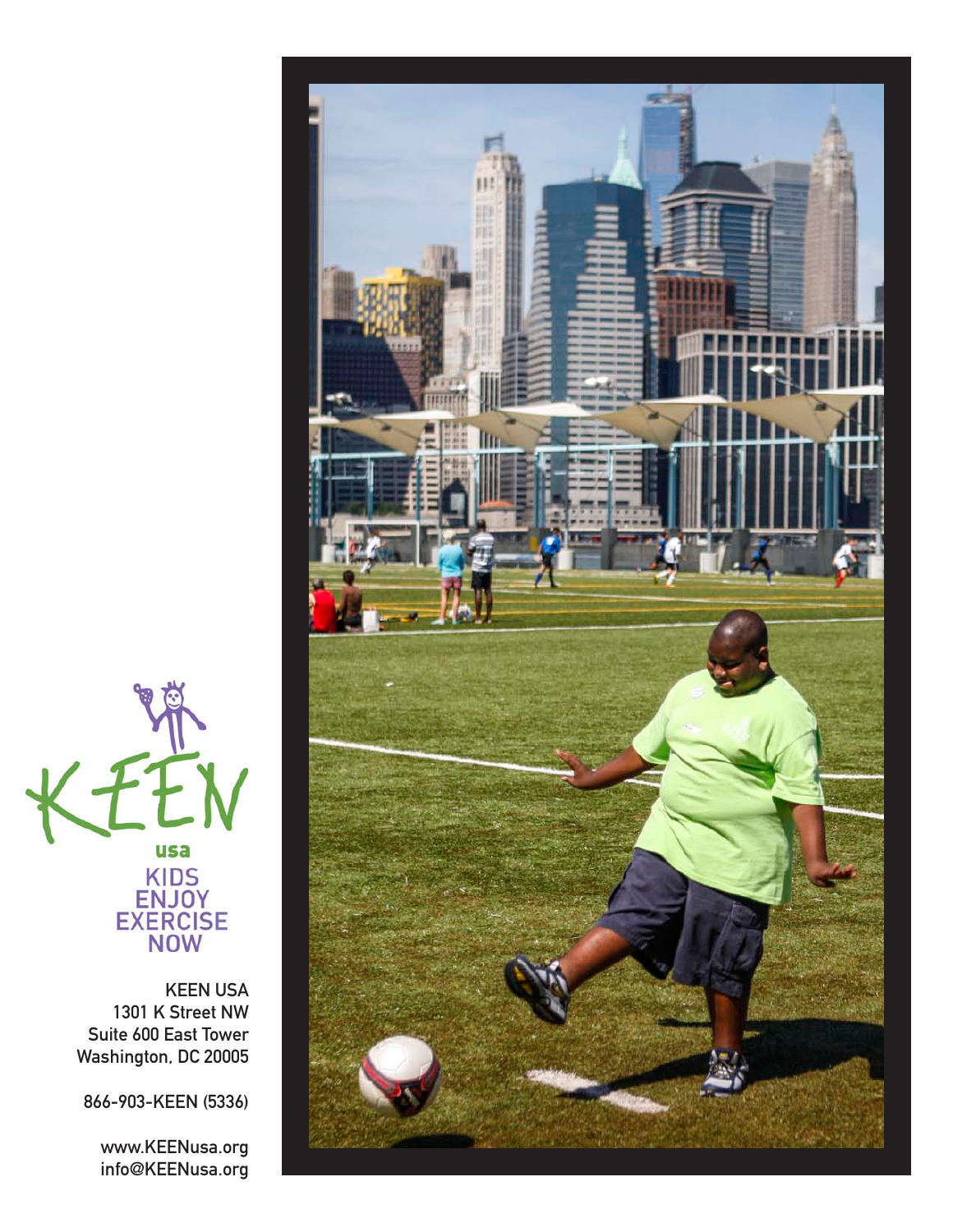KEEN

usa

KIDS
ENJOY
EXERCISE
NOW

KEEN USA
1301 K Street NW
Suite 600 East Tower
Washington, DC 20005

866-903-KEEN (5336)

www.KEENusa.org
info@KEENusa.org